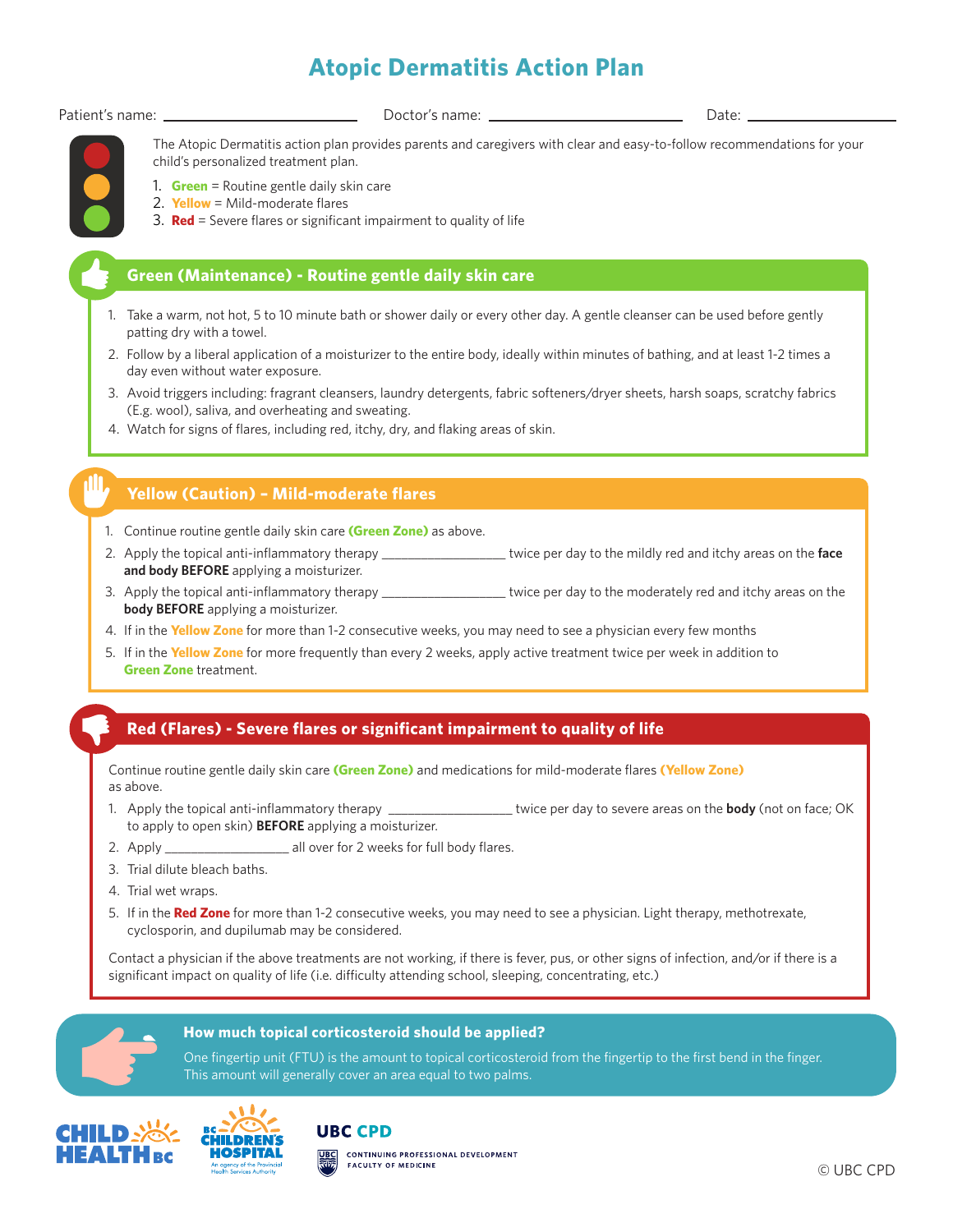# Atopic Dermatitis Action Plan

Patient's name: ____________________ Doctor's name: ____________________ Date: ____________________

The Atopic Dermatitis action plan provides parents and caregivers with clear and easy-to-follow recommendations for your child's personalized treatment plan.

1. **Green** = Routine gentle daily skin care
2. **Yellow** = Mild-moderate flares
3. **Red** = Severe flares or significant impairment to quality of life

## Green (Maintenance) - Routine gentle daily skin care

1. Take a warm, not hot, 5 to 10 minute bath or shower daily or every other day. A gentle cleanser can be used before gently patting dry with a towel.
2. Follow by a liberal application of a moisturizer to the entire body, ideally within minutes of bathing, and at least 1-2 times a day even without water exposure.
3. Avoid triggers including: fragrant cleansers, laundry detergents, fabric softeners/dryer sheets, harsh soaps, scratchy fabrics (E.g. wool), saliva, and overheating and sweating.
4. Watch for signs of flares, including red, itchy, dry, and flaking areas of skin.

## Yellow (Caution) – Mild-moderate flares

1. Continue routine gentle daily skin care **(Green Zone)** as above.
2. Apply the topical anti-inflammatory therapy __________________ twice per day to the mildly red and itchy areas on the **face and body BEFORE** applying a moisturizer.
3. Apply the topical anti-inflammatory therapy __________________ twice per day to the moderately red and itchy areas on the **body BEFORE** applying a moisturizer.
4. If in the **Yellow Zone** for more than 1-2 consecutive weeks, you may need to see a physician every few months
5. If in the **Yellow Zone** for more frequently than every 2 weeks, apply active treatment twice per week in addition to **Green Zone** treatment.

## Red (Flares) - Severe flares or significant impairment to quality of life

Continue routine gentle daily skin care **(Green Zone)** and medications for mild-moderate flares **(Yellow Zone)** as above.

1. Apply the topical anti-inflammatory therapy __________________ twice per day to severe areas on the **body** (not on face; OK to apply to open skin) **BEFORE** applying a moisturizer.
2. Apply __________________ all over for 2 weeks for full body flares.
3. Trial dilute bleach baths.
4. Trial wet wraps.
5. If in the **Red Zone** for more than 1-2 consecutive weeks, you may need to see a physician. Light therapy, methotrexate, cyclosporin, and dupilumab may be considered.

Contact a physician if the above treatments are not working, if there is fever, pus, or other signs of infection, and/or if there is a significant impact on quality of life (i.e. difficulty attending school, sleeping, concentrating, etc.)

### How much topical corticosteroid should be applied?

One fingertip unit (FTU) is the amount to topical corticosteroid from the fingertip to the first bend in the finger. This amount will generally cover an area equal to two palms.

CHILD HEALTH BC | BC Children's Hospital – An agency of the Provincial Health Services Authority | UBC CPD – Continuing Professional Development, Faculty of Medicine

© UBC CPD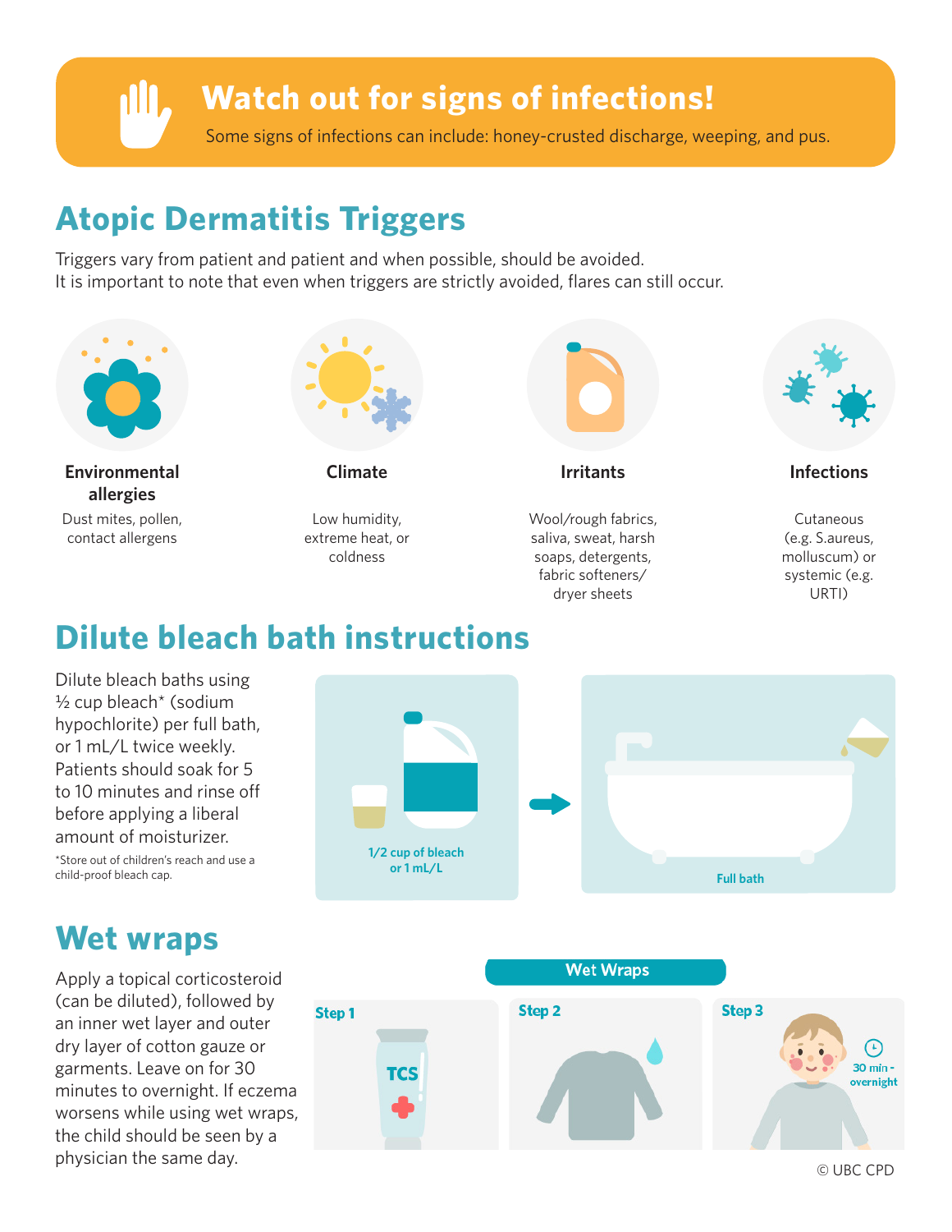## Watch out for signs of infections!

Some signs of infections can include: honey-crusted discharge, weeping, and pus.

## Atopic Dermatitis Triggers

Triggers vary from patient and patient and when possible, should be avoided.
It is important to note that even when triggers are strictly avoided, flares can still occur.

**Environmental allergies**

Dust mites, pollen, contact allergens

**Climate**

Low humidity, extreme heat, or coldness

**Irritants**

Wool/rough fabrics, saliva, sweat, harsh soaps, detergents, fabric softeners/ dryer sheets

**Infections**

Cutaneous (e.g. S.aureus, molluscum) or systemic (e.g. URTI)

## Dilute bleach bath instructions

Dilute bleach baths using ½ cup bleach* (sodium hypochlorite) per full bath, or 1 mL/L twice weekly. Patients should soak for 5 to 10 minutes and rinse off before applying a liberal amount of moisturizer.

*Store out of children's reach and use a child-proof bleach cap.

1/2 cup of bleach or 1 mL/L

Full bath

## Wet wraps

Apply a topical corticosteroid (can be diluted), followed by an inner wet layer and outer dry layer of cotton gauze or garments. Leave on for 30 minutes to overnight. If eczema worsens while using wet wraps, the child should be seen by a physician the same day.

Wet Wraps

Step 1

TCS

Step 2

Step 3

30 min - overnight

© UBC CPD